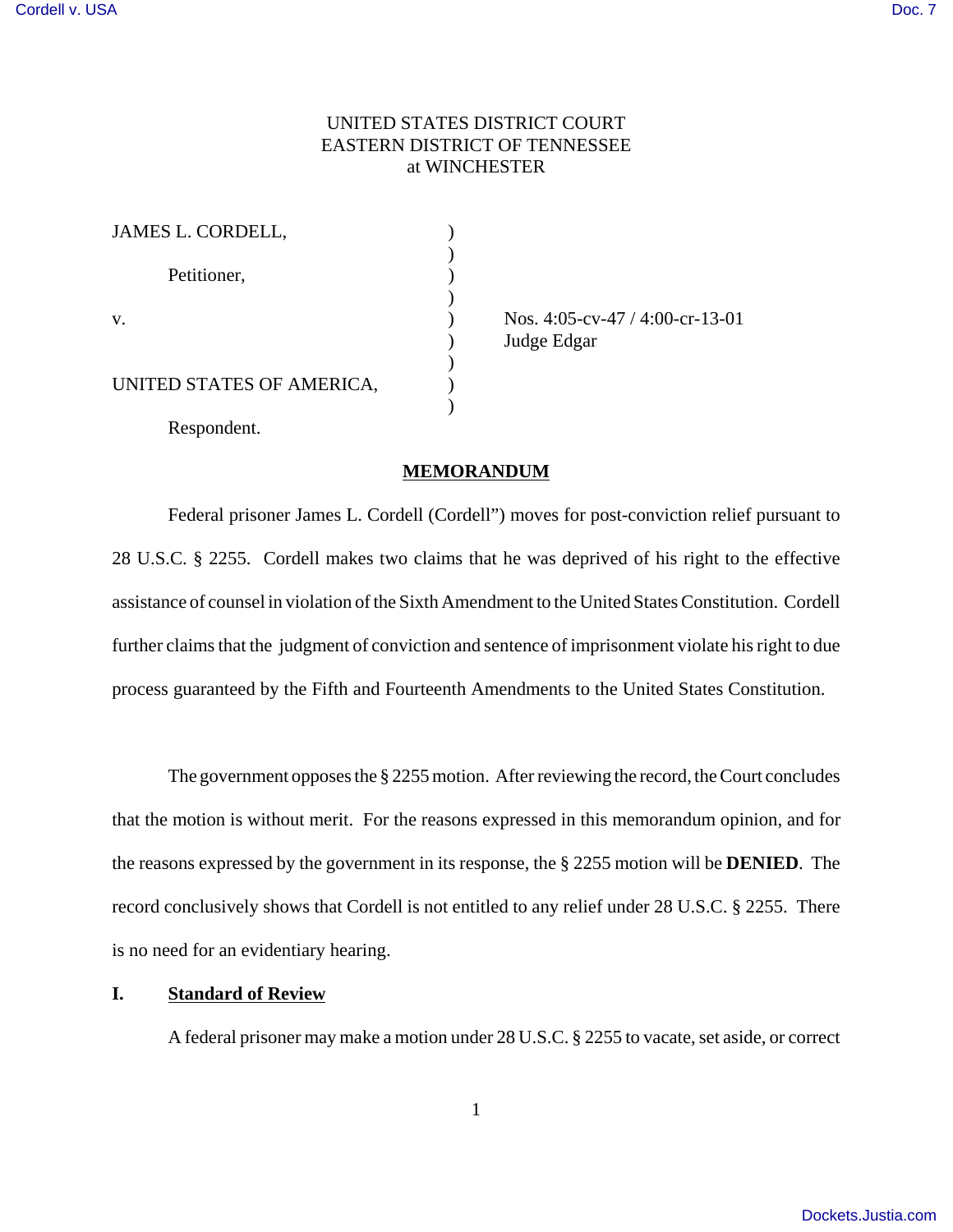UNITED STATES DISTRICT COURT
EASTERN DISTRICT OF TENNESSEE
at WINCHESTER

| | | |
|---|---|---|
| JAMES L. CORDELL, Petitioner, | ) | |
| v. | ) | Nos. 4:05-cv-47 / 4:00-cr-13-01 Judge Edgar |
| UNITED STATES OF AMERICA, Respondent. | ) | |

## MEMORANDUM

Federal prisoner James L. Cordell (Cordell") moves for post-conviction relief pursuant to 28 U.S.C. § 2255. Cordell makes two claims that he was deprived of his right to the effective assistance of counsel in violation of the Sixth Amendment to the United States Constitution. Cordell further claims that the judgment of conviction and sentence of imprisonment violate his right to due process guaranteed by the Fifth and Fourteenth Amendments to the United States Constitution.

The government opposes the § 2255 motion. After reviewing the record, the Court concludes that the motion is without merit. For the reasons expressed in this memorandum opinion, and for the reasons expressed by the government in its response, the § 2255 motion will be **DENIED**. The record conclusively shows that Cordell is not entitled to any relief under 28 U.S.C. § 2255. There is no need for an evidentiary hearing.

### I. Standard of Review

A federal prisoner may make a motion under 28 U.S.C. § 2255 to vacate, set aside, or correct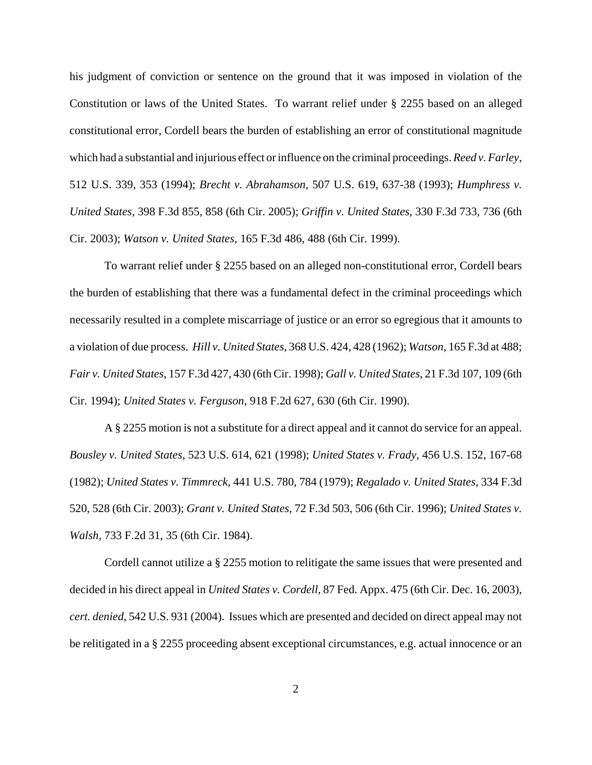his judgment of conviction or sentence on the ground that it was imposed in violation of the Constitution or laws of the United States. To warrant relief under § 2255 based on an alleged constitutional error, Cordell bears the burden of establishing an error of constitutional magnitude which had a substantial and injurious effect or influence on the criminal proceedings. *Reed v. Farley*, 512 U.S. 339, 353 (1994); *Brecht v. Abrahamson*, 507 U.S. 619, 637-38 (1993); *Humphress v. United States*, 398 F.3d 855, 858 (6th Cir. 2005); *Griffin v. United States*, 330 F.3d 733, 736 (6th Cir. 2003); *Watson v. United States*, 165 F.3d 486, 488 (6th Cir. 1999).

To warrant relief under § 2255 based on an alleged non-constitutional error, Cordell bears the burden of establishing that there was a fundamental defect in the criminal proceedings which necessarily resulted in a complete miscarriage of justice or an error so egregious that it amounts to a violation of due process. *Hill v. United States*, 368 U.S. 424, 428 (1962); *Watson*, 165 F.3d at 488; *Fair v. United States*, 157 F.3d 427, 430 (6th Cir. 1998); *Gall v. United States*, 21 F.3d 107, 109 (6th Cir. 1994); *United States v. Ferguson*, 918 F.2d 627, 630 (6th Cir. 1990).

A § 2255 motion is not a substitute for a direct appeal and it cannot do service for an appeal. *Bousley v. United States*, 523 U.S. 614, 621 (1998); *United States v. Frady*, 456 U.S. 152, 167-68 (1982); *United States v. Timmreck*, 441 U.S. 780, 784 (1979); *Regalado v. United States*, 334 F.3d 520, 528 (6th Cir. 2003); *Grant v. United States*, 72 F.3d 503, 506 (6th Cir. 1996); *United States v. Walsh*, 733 F.2d 31, 35 (6th Cir. 1984).

Cordell cannot utilize a § 2255 motion to relitigate the same issues that were presented and decided in his direct appeal in *United States v. Cordell*, 87 Fed. Appx. 475 (6th Cir. Dec. 16, 2003), *cert. denied*, 542 U.S. 931 (2004). Issues which are presented and decided on direct appeal may not be relitigated in a § 2255 proceeding absent exceptional circumstances, e.g. actual innocence or an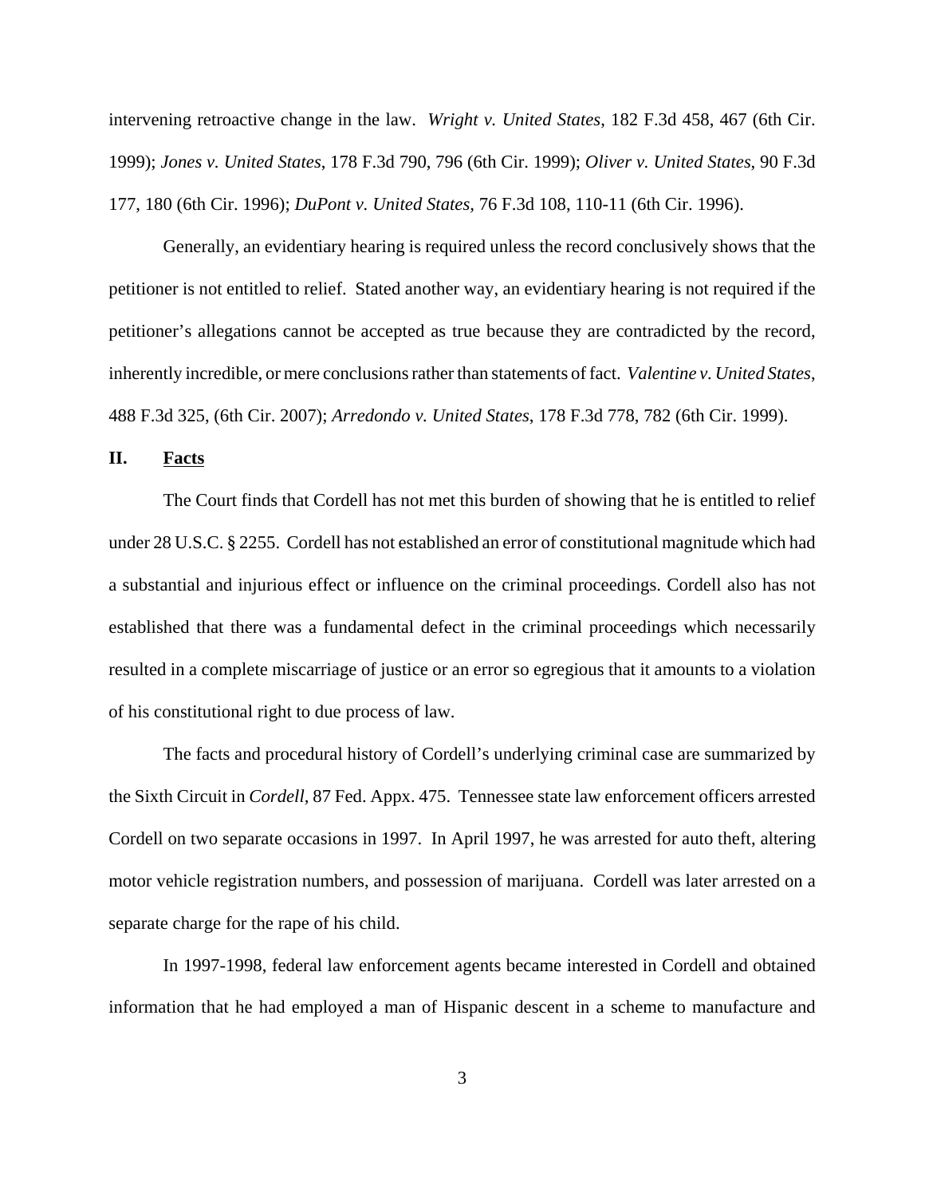intervening retroactive change in the law. *Wright v. United States*, 182 F.3d 458, 467 (6th Cir. 1999); *Jones v. United States*, 178 F.3d 790, 796 (6th Cir. 1999); *Oliver v. United States*, 90 F.3d 177, 180 (6th Cir. 1996); *DuPont v. United States*, 76 F.3d 108, 110-11 (6th Cir. 1996).

Generally, an evidentiary hearing is required unless the record conclusively shows that the petitioner is not entitled to relief. Stated another way, an evidentiary hearing is not required if the petitioner's allegations cannot be accepted as true because they are contradicted by the record, inherently incredible, or mere conclusions rather than statements of fact. *Valentine v. United States*, 488 F.3d 325, (6th Cir. 2007); *Arredondo v. United States*, 178 F.3d 778, 782 (6th Cir. 1999).

## II. <u>Facts</u>

The Court finds that Cordell has not met this burden of showing that he is entitled to relief under 28 U.S.C. § 2255. Cordell has not established an error of constitutional magnitude which had a substantial and injurious effect or influence on the criminal proceedings. Cordell also has not established that there was a fundamental defect in the criminal proceedings which necessarily resulted in a complete miscarriage of justice or an error so egregious that it amounts to a violation of his constitutional right to due process of law.

The facts and procedural history of Cordell's underlying criminal case are summarized by the Sixth Circuit in *Cordell*, 87 Fed. Appx. 475. Tennessee state law enforcement officers arrested Cordell on two separate occasions in 1997. In April 1997, he was arrested for auto theft, altering motor vehicle registration numbers, and possession of marijuana. Cordell was later arrested on a separate charge for the rape of his child.

In 1997-1998, federal law enforcement agents became interested in Cordell and obtained information that he had employed a man of Hispanic descent in a scheme to manufacture and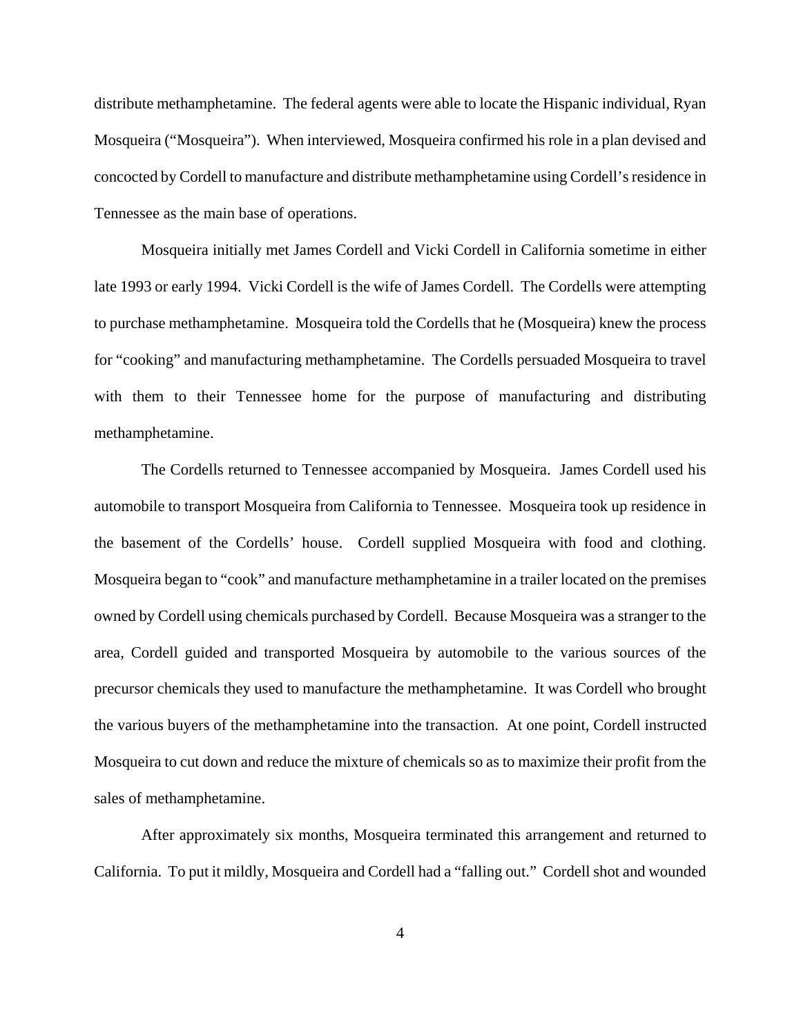distribute methamphetamine. The federal agents were able to locate the Hispanic individual, Ryan Mosqueira ("Mosqueira"). When interviewed, Mosqueira confirmed his role in a plan devised and concocted by Cordell to manufacture and distribute methamphetamine using Cordell's residence in Tennessee as the main base of operations.

Mosqueira initially met James Cordell and Vicki Cordell in California sometime in either late 1993 or early 1994. Vicki Cordell is the wife of James Cordell. The Cordells were attempting to purchase methamphetamine. Mosqueira told the Cordells that he (Mosqueira) knew the process for "cooking" and manufacturing methamphetamine. The Cordells persuaded Mosqueira to travel with them to their Tennessee home for the purpose of manufacturing and distributing methamphetamine.

The Cordells returned to Tennessee accompanied by Mosqueira. James Cordell used his automobile to transport Mosqueira from California to Tennessee. Mosqueira took up residence in the basement of the Cordells' house. Cordell supplied Mosqueira with food and clothing. Mosqueira began to "cook" and manufacture methamphetamine in a trailer located on the premises owned by Cordell using chemicals purchased by Cordell. Because Mosqueira was a stranger to the area, Cordell guided and transported Mosqueira by automobile to the various sources of the precursor chemicals they used to manufacture the methamphetamine. It was Cordell who brought the various buyers of the methamphetamine into the transaction. At one point, Cordell instructed Mosqueira to cut down and reduce the mixture of chemicals so as to maximize their profit from the sales of methamphetamine.

After approximately six months, Mosqueira terminated this arrangement and returned to California. To put it mildly, Mosqueira and Cordell had a "falling out." Cordell shot and wounded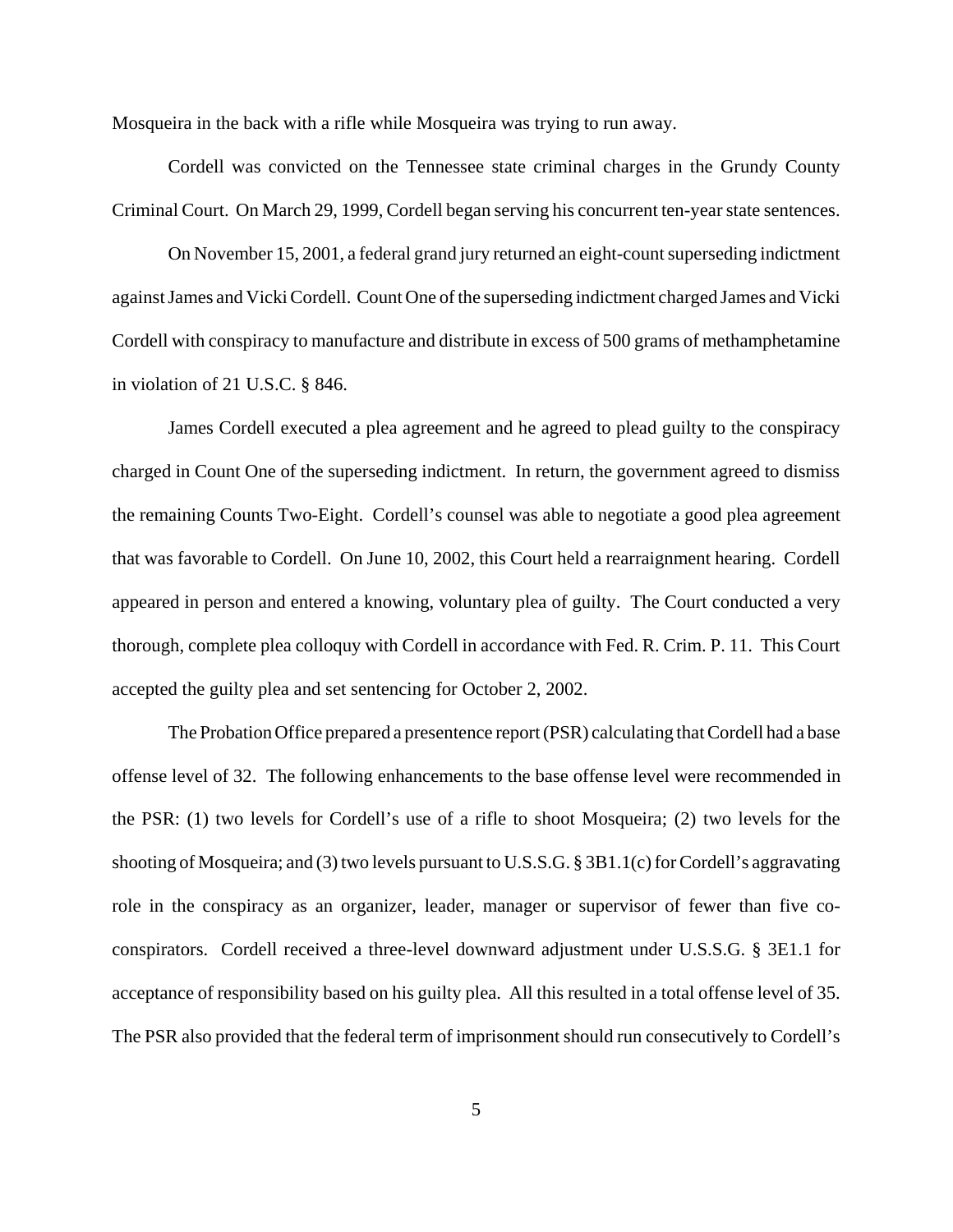Mosqueira in the back with a rifle while Mosqueira was trying to run away.

Cordell was convicted on the Tennessee state criminal charges in the Grundy County Criminal Court. On March 29, 1999, Cordell began serving his concurrent ten-year state sentences.

On November 15, 2001, a federal grand jury returned an eight-count superseding indictment against James and Vicki Cordell. Count One of the superseding indictment charged James and Vicki Cordell with conspiracy to manufacture and distribute in excess of 500 grams of methamphetamine in violation of 21 U.S.C. § 846.

James Cordell executed a plea agreement and he agreed to plead guilty to the conspiracy charged in Count One of the superseding indictment. In return, the government agreed to dismiss the remaining Counts Two-Eight. Cordell's counsel was able to negotiate a good plea agreement that was favorable to Cordell. On June 10, 2002, this Court held a rearraignment hearing. Cordell appeared in person and entered a knowing, voluntary plea of guilty. The Court conducted a very thorough, complete plea colloquy with Cordell in accordance with Fed. R. Crim. P. 11. This Court accepted the guilty plea and set sentencing for October 2, 2002.

The Probation Office prepared a presentence report (PSR) calculating that Cordell had a base offense level of 32. The following enhancements to the base offense level were recommended in the PSR: (1) two levels for Cordell's use of a rifle to shoot Mosqueira; (2) two levels for the shooting of Mosqueira; and (3) two levels pursuant to U.S.S.G. § 3B1.1(c) for Cordell's aggravating role in the conspiracy as an organizer, leader, manager or supervisor of fewer than five co-conspirators. Cordell received a three-level downward adjustment under U.S.S.G. § 3E1.1 for acceptance of responsibility based on his guilty plea. All this resulted in a total offense level of 35. The PSR also provided that the federal term of imprisonment should run consecutively to Cordell's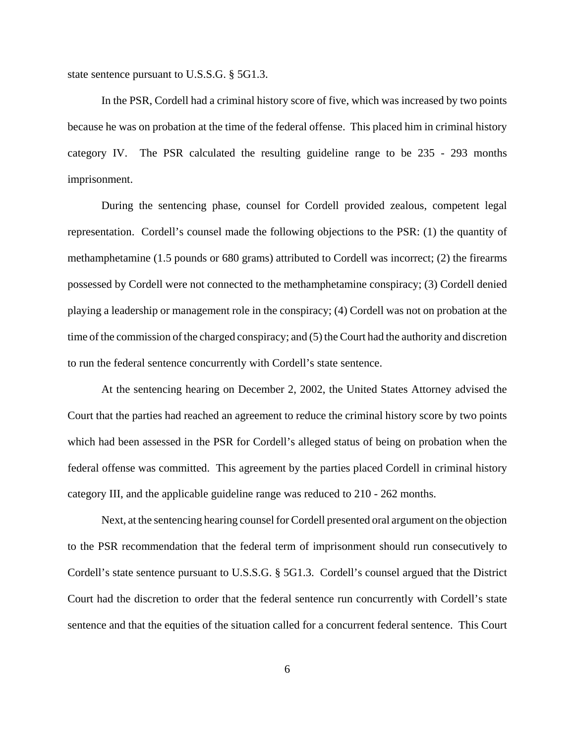state sentence pursuant to U.S.S.G. § 5G1.3.

In the PSR, Cordell had a criminal history score of five, which was increased by two points because he was on probation at the time of the federal offense. This placed him in criminal history category IV. The PSR calculated the resulting guideline range to be 235 - 293 months imprisonment.

During the sentencing phase, counsel for Cordell provided zealous, competent legal representation. Cordell's counsel made the following objections to the PSR: (1) the quantity of methamphetamine (1.5 pounds or 680 grams) attributed to Cordell was incorrect; (2) the firearms possessed by Cordell were not connected to the methamphetamine conspiracy; (3) Cordell denied playing a leadership or management role in the conspiracy; (4) Cordell was not on probation at the time of the commission of the charged conspiracy; and (5) the Court had the authority and discretion to run the federal sentence concurrently with Cordell's state sentence.

At the sentencing hearing on December 2, 2002, the United States Attorney advised the Court that the parties had reached an agreement to reduce the criminal history score by two points which had been assessed in the PSR for Cordell's alleged status of being on probation when the federal offense was committed. This agreement by the parties placed Cordell in criminal history category III, and the applicable guideline range was reduced to 210 - 262 months.

Next, at the sentencing hearing counsel for Cordell presented oral argument on the objection to the PSR recommendation that the federal term of imprisonment should run consecutively to Cordell's state sentence pursuant to U.S.S.G. § 5G1.3. Cordell's counsel argued that the District Court had the discretion to order that the federal sentence run concurrently with Cordell's state sentence and that the equities of the situation called for a concurrent federal sentence. This Court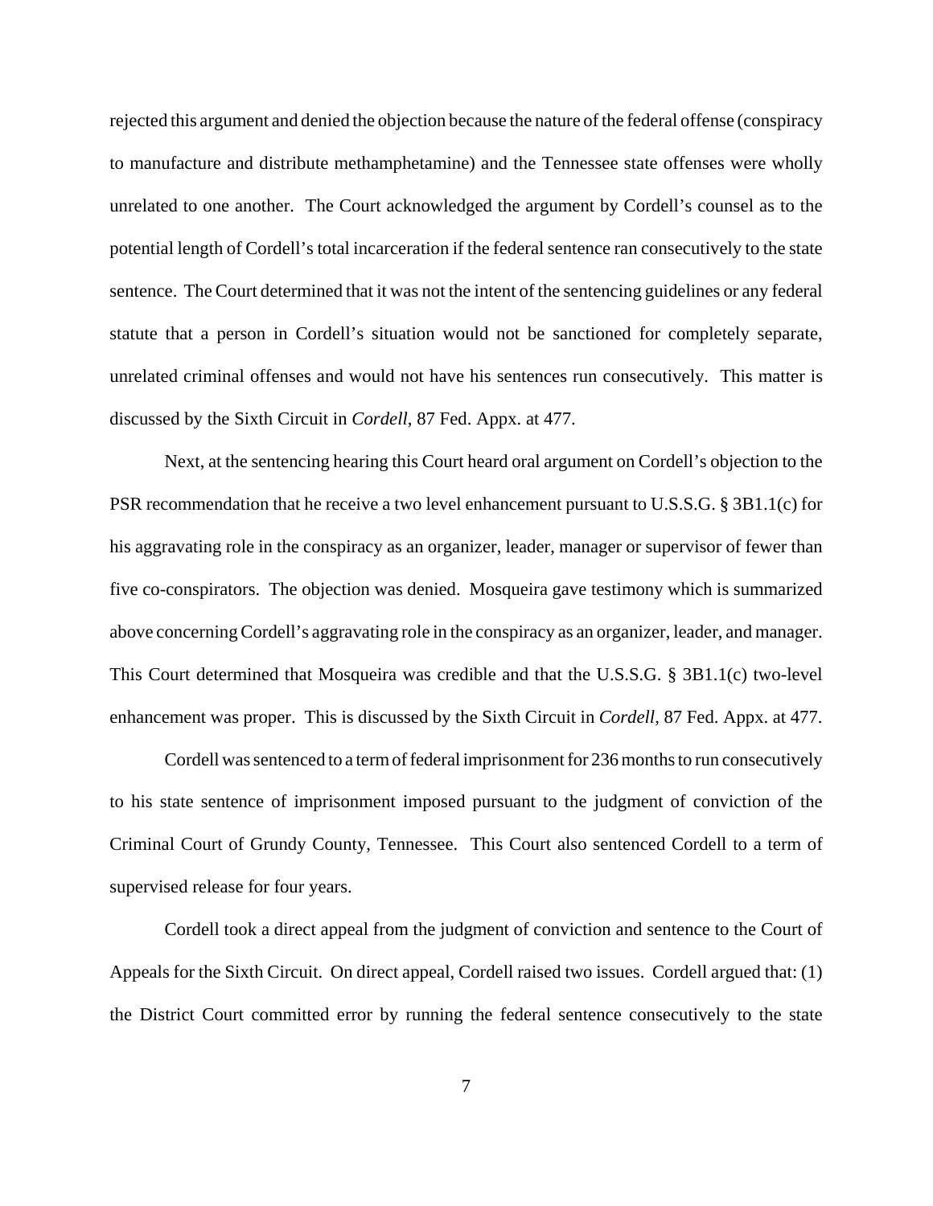rejected this argument and denied the objection because the nature of the federal offense (conspiracy to manufacture and distribute methamphetamine) and the Tennessee state offenses were wholly unrelated to one another. The Court acknowledged the argument by Cordell's counsel as to the potential length of Cordell's total incarceration if the federal sentence ran consecutively to the state sentence. The Court determined that it was not the intent of the sentencing guidelines or any federal statute that a person in Cordell's situation would not be sanctioned for completely separate, unrelated criminal offenses and would not have his sentences run consecutively. This matter is discussed by the Sixth Circuit in *Cordell*, 87 Fed. Appx. at 477.

Next, at the sentencing hearing this Court heard oral argument on Cordell's objection to the PSR recommendation that he receive a two level enhancement pursuant to U.S.S.G. § 3B1.1(c) for his aggravating role in the conspiracy as an organizer, leader, manager or supervisor of fewer than five co-conspirators. The objection was denied. Mosqueira gave testimony which is summarized above concerning Cordell's aggravating role in the conspiracy as an organizer, leader, and manager. This Court determined that Mosqueira was credible and that the U.S.S.G. § 3B1.1(c) two-level enhancement was proper. This is discussed by the Sixth Circuit in *Cordell*, 87 Fed. Appx. at 477.

Cordell was sentenced to a term of federal imprisonment for 236 months to run consecutively to his state sentence of imprisonment imposed pursuant to the judgment of conviction of the Criminal Court of Grundy County, Tennessee. This Court also sentenced Cordell to a term of supervised release for four years.

Cordell took a direct appeal from the judgment of conviction and sentence to the Court of Appeals for the Sixth Circuit. On direct appeal, Cordell raised two issues. Cordell argued that: (1) the District Court committed error by running the federal sentence consecutively to the state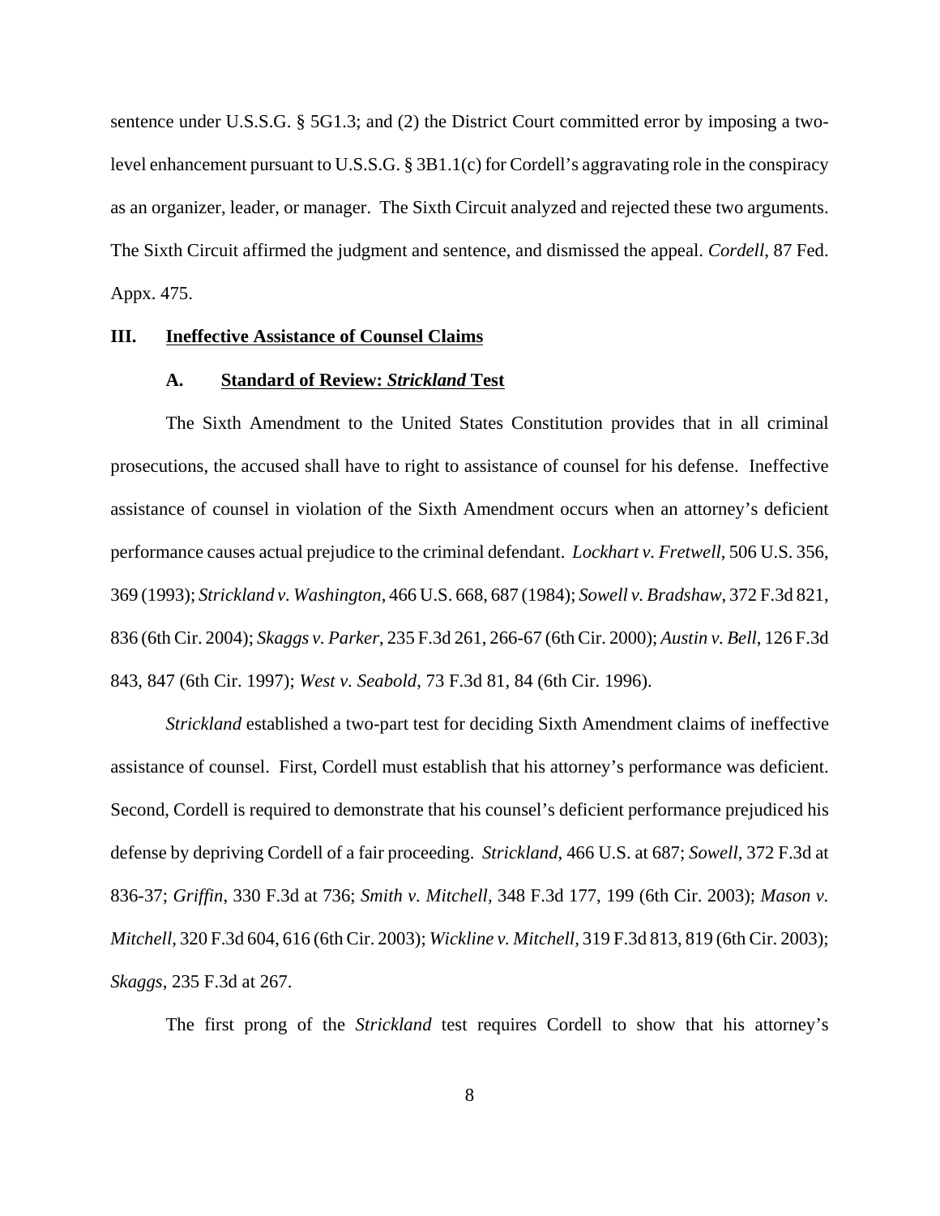sentence under U.S.S.G. § 5G1.3; and (2) the District Court committed error by imposing a two-level enhancement pursuant to U.S.S.G. § 3B1.1(c) for Cordell's aggravating role in the conspiracy as an organizer, leader, or manager. The Sixth Circuit analyzed and rejected these two arguments. The Sixth Circuit affirmed the judgment and sentence, and dismissed the appeal. *Cordell*, 87 Fed. Appx. 475.

## III. Ineffective Assistance of Counsel Claims

### A. Standard of Review: *Strickland* Test

The Sixth Amendment to the United States Constitution provides that in all criminal prosecutions, the accused shall have to right to assistance of counsel for his defense. Ineffective assistance of counsel in violation of the Sixth Amendment occurs when an attorney's deficient performance causes actual prejudice to the criminal defendant. *Lockhart v. Fretwell*, 506 U.S. 356, 369 (1993); *Strickland v. Washington*, 466 U.S. 668, 687 (1984); *Sowell v. Bradshaw*, 372 F.3d 821, 836 (6th Cir. 2004); *Skaggs v. Parker*, 235 F.3d 261, 266-67 (6th Cir. 2000); *Austin v. Bell*, 126 F.3d 843, 847 (6th Cir. 1997); *West v. Seabold*, 73 F.3d 81, 84 (6th Cir. 1996).

*Strickland* established a two-part test for deciding Sixth Amendment claims of ineffective assistance of counsel. First, Cordell must establish that his attorney's performance was deficient. Second, Cordell is required to demonstrate that his counsel's deficient performance prejudiced his defense by depriving Cordell of a fair proceeding. *Strickland*, 466 U.S. at 687; *Sowell*, 372 F.3d at 836-37; *Griffin*, 330 F.3d at 736; *Smith v. Mitchell,* 348 F.3d 177, 199 (6th Cir. 2003); *Mason v. Mitchell,* 320 F.3d 604, 616 (6th Cir. 2003); *Wickline v. Mitchell,* 319 F.3d 813, 819 (6th Cir. 2003); *Skaggs*, 235 F.3d at 267.

The first prong of the *Strickland* test requires Cordell to show that his attorney's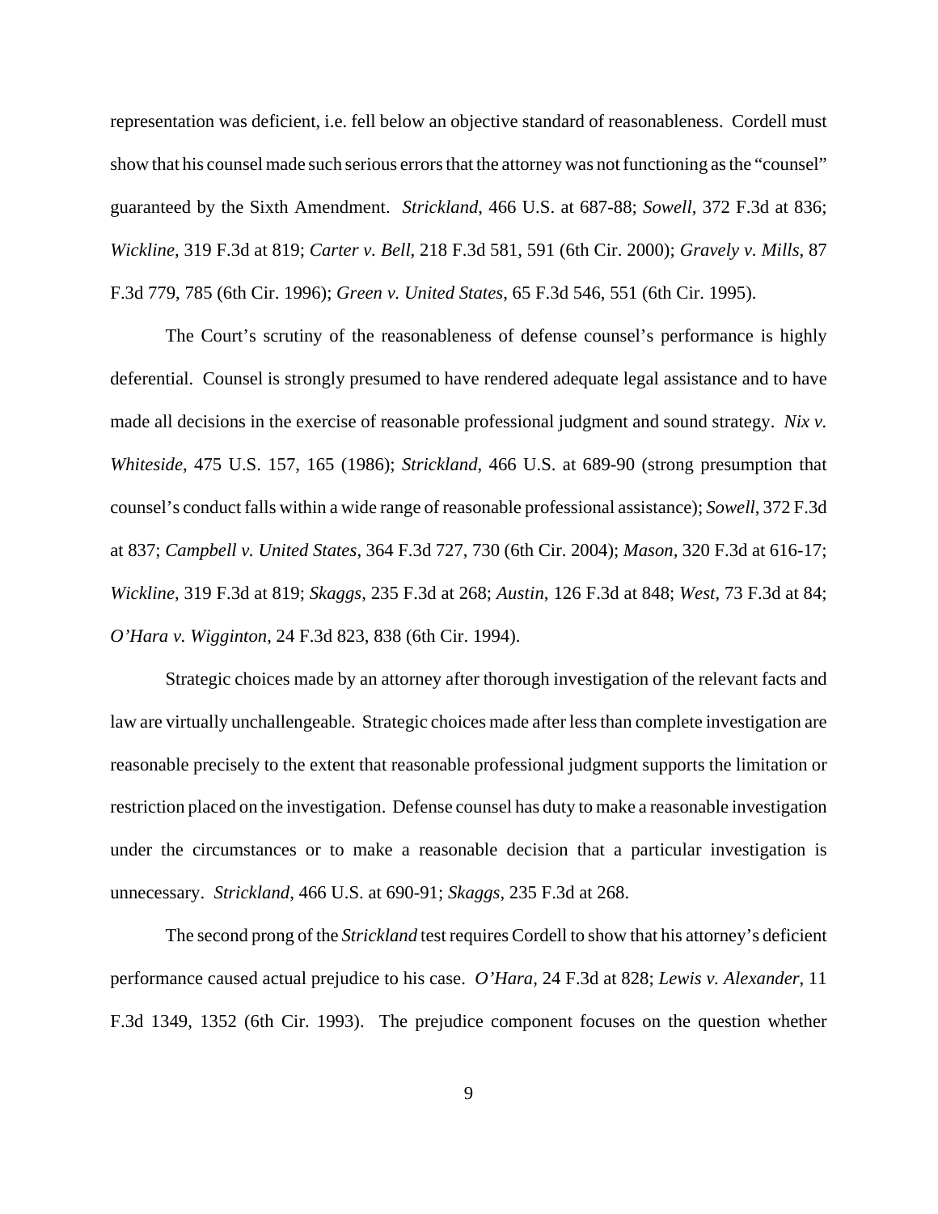representation was deficient, i.e. fell below an objective standard of reasonableness. Cordell must show that his counsel made such serious errors that the attorney was not functioning as the "counsel" guaranteed by the Sixth Amendment. *Strickland*, 466 U.S. at 687-88; *Sowell*, 372 F.3d at 836; *Wickline*, 319 F.3d at 819; *Carter v. Bell*, 218 F.3d 581, 591 (6th Cir. 2000); *Gravely v. Mills*, 87 F.3d 779, 785 (6th Cir. 1996); *Green v. United States*, 65 F.3d 546, 551 (6th Cir. 1995).

The Court's scrutiny of the reasonableness of defense counsel's performance is highly deferential. Counsel is strongly presumed to have rendered adequate legal assistance and to have made all decisions in the exercise of reasonable professional judgment and sound strategy. *Nix v. Whiteside*, 475 U.S. 157, 165 (1986); *Strickland*, 466 U.S. at 689-90 (strong presumption that counsel's conduct falls within a wide range of reasonable professional assistance); *Sowell*, 372 F.3d at 837; *Campbell v. United States*, 364 F.3d 727, 730 (6th Cir. 2004); *Mason*, 320 F.3d at 616-17; *Wickline*, 319 F.3d at 819; *Skaggs*, 235 F.3d at 268; *Austin*, 126 F.3d at 848; *West*, 73 F.3d at 84; *O'Hara v. Wigginton*, 24 F.3d 823, 838 (6th Cir. 1994).

Strategic choices made by an attorney after thorough investigation of the relevant facts and law are virtually unchallengeable. Strategic choices made after less than complete investigation are reasonable precisely to the extent that reasonable professional judgment supports the limitation or restriction placed on the investigation. Defense counsel has duty to make a reasonable investigation under the circumstances or to make a reasonable decision that a particular investigation is unnecessary. *Strickland*, 466 U.S. at 690-91; *Skaggs*, 235 F.3d at 268.

The second prong of the *Strickland* test requires Cordell to show that his attorney's deficient performance caused actual prejudice to his case. *O'Hara*, 24 F.3d at 828; *Lewis v. Alexander*, 11 F.3d 1349, 1352 (6th Cir. 1993). The prejudice component focuses on the question whether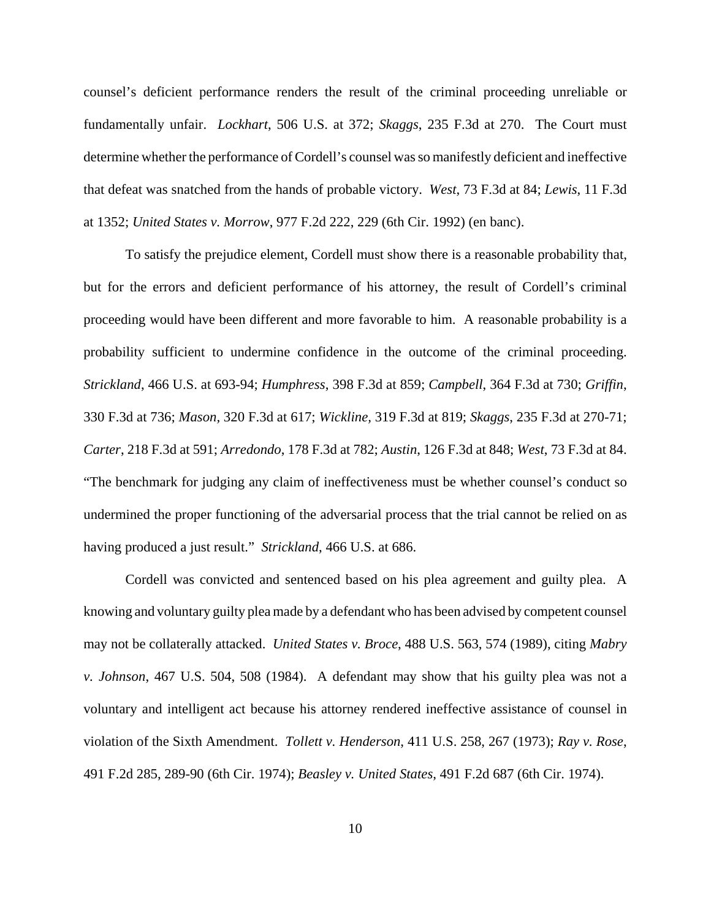counsel's deficient performance renders the result of the criminal proceeding unreliable or fundamentally unfair. *Lockhart*, 506 U.S. at 372; *Skaggs*, 235 F.3d at 270. The Court must determine whether the performance of Cordell's counsel was so manifestly deficient and ineffective that defeat was snatched from the hands of probable victory. *West*, 73 F.3d at 84; *Lewis*, 11 F.3d at 1352; *United States v. Morrow*, 977 F.2d 222, 229 (6th Cir. 1992) (en banc).

To satisfy the prejudice element, Cordell must show there is a reasonable probability that, but for the errors and deficient performance of his attorney, the result of Cordell's criminal proceeding would have been different and more favorable to him. A reasonable probability is a probability sufficient to undermine confidence in the outcome of the criminal proceeding. *Strickland*, 466 U.S. at 693-94; *Humphress*, 398 F.3d at 859; *Campbell*, 364 F.3d at 730; *Griffin*, 330 F.3d at 736; *Mason*, 320 F.3d at 617; *Wickline*, 319 F.3d at 819; *Skaggs*, 235 F.3d at 270-71; *Carter*, 218 F.3d at 591; *Arredondo*, 178 F.3d at 782; *Austin*, 126 F.3d at 848; *West*, 73 F.3d at 84. "The benchmark for judging any claim of ineffectiveness must be whether counsel's conduct so undermined the proper functioning of the adversarial process that the trial cannot be relied on as having produced a just result." *Strickland*, 466 U.S. at 686.

Cordell was convicted and sentenced based on his plea agreement and guilty plea. A knowing and voluntary guilty plea made by a defendant who has been advised by competent counsel may not be collaterally attacked. *United States v. Broce*, 488 U.S. 563, 574 (1989), citing *Mabry v. Johnson*, 467 U.S. 504, 508 (1984). A defendant may show that his guilty plea was not a voluntary and intelligent act because his attorney rendered ineffective assistance of counsel in violation of the Sixth Amendment. *Tollett v. Henderson*, 411 U.S. 258, 267 (1973); *Ray v. Rose*, 491 F.2d 285, 289-90 (6th Cir. 1974); *Beasley v. United States*, 491 F.2d 687 (6th Cir. 1974).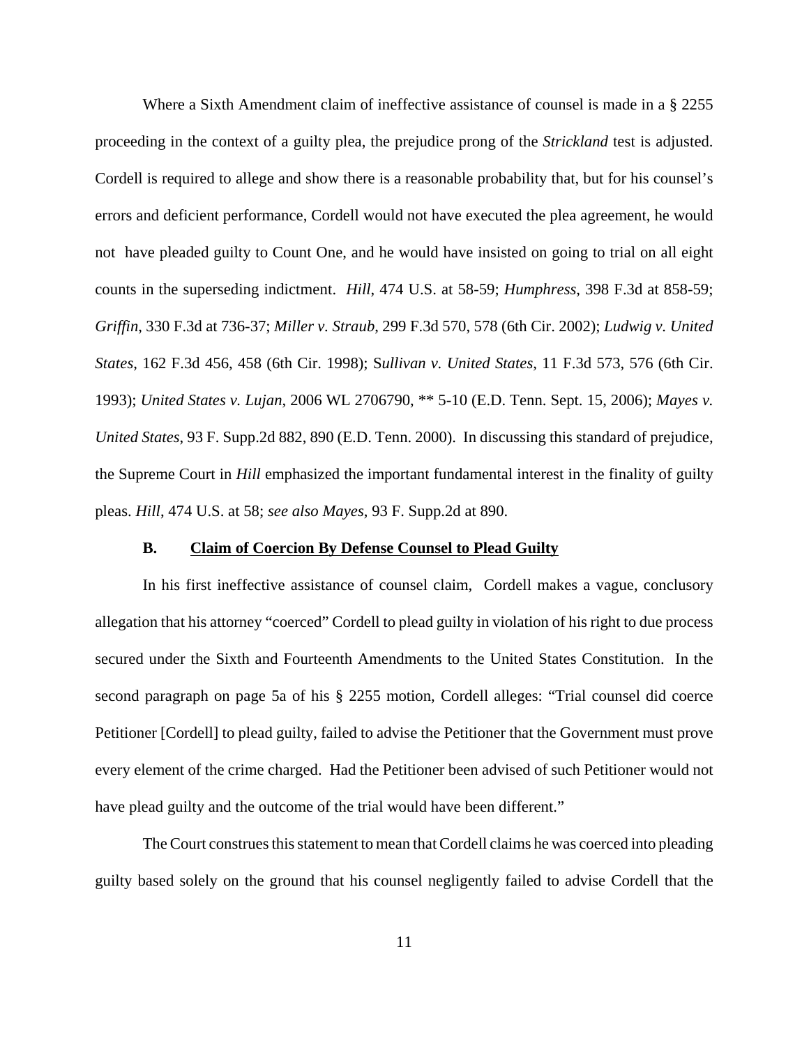Where a Sixth Amendment claim of ineffective assistance of counsel is made in a § 2255 proceeding in the context of a guilty plea, the prejudice prong of the *Strickland* test is adjusted. Cordell is required to allege and show there is a reasonable probability that, but for his counsel's errors and deficient performance, Cordell would not have executed the plea agreement, he would not have pleaded guilty to Count One, and he would have insisted on going to trial on all eight counts in the superseding indictment. *Hill*, 474 U.S. at 58-59; *Humphress*, 398 F.3d at 858-59; *Griffin*, 330 F.3d at 736-37; *Miller v. Straub*, 299 F.3d 570, 578 (6th Cir. 2002); *Ludwig v. United States*, 162 F.3d 456, 458 (6th Cir. 1998); *Sullivan v. United States*, 11 F.3d 573, 576 (6th Cir. 1993); *United States v. Lujan*, 2006 WL 2706790, ** 5-10 (E.D. Tenn. Sept. 15, 2006); *Mayes v. United States*, 93 F. Supp.2d 882, 890 (E.D. Tenn. 2000). In discussing this standard of prejudice, the Supreme Court in *Hill* emphasized the important fundamental interest in the finality of guilty pleas. *Hill*, 474 U.S. at 58; *see also Mayes*, 93 F. Supp.2d at 890.

### B. Claim of Coercion By Defense Counsel to Plead Guilty

In his first ineffective assistance of counsel claim, Cordell makes a vague, conclusory allegation that his attorney "coerced" Cordell to plead guilty in violation of his right to due process secured under the Sixth and Fourteenth Amendments to the United States Constitution. In the second paragraph on page 5a of his § 2255 motion, Cordell alleges: "Trial counsel did coerce Petitioner [Cordell] to plead guilty, failed to advise the Petitioner that the Government must prove every element of the crime charged. Had the Petitioner been advised of such Petitioner would not have plead guilty and the outcome of the trial would have been different."

The Court construes this statement to mean that Cordell claims he was coerced into pleading guilty based solely on the ground that his counsel negligently failed to advise Cordell that the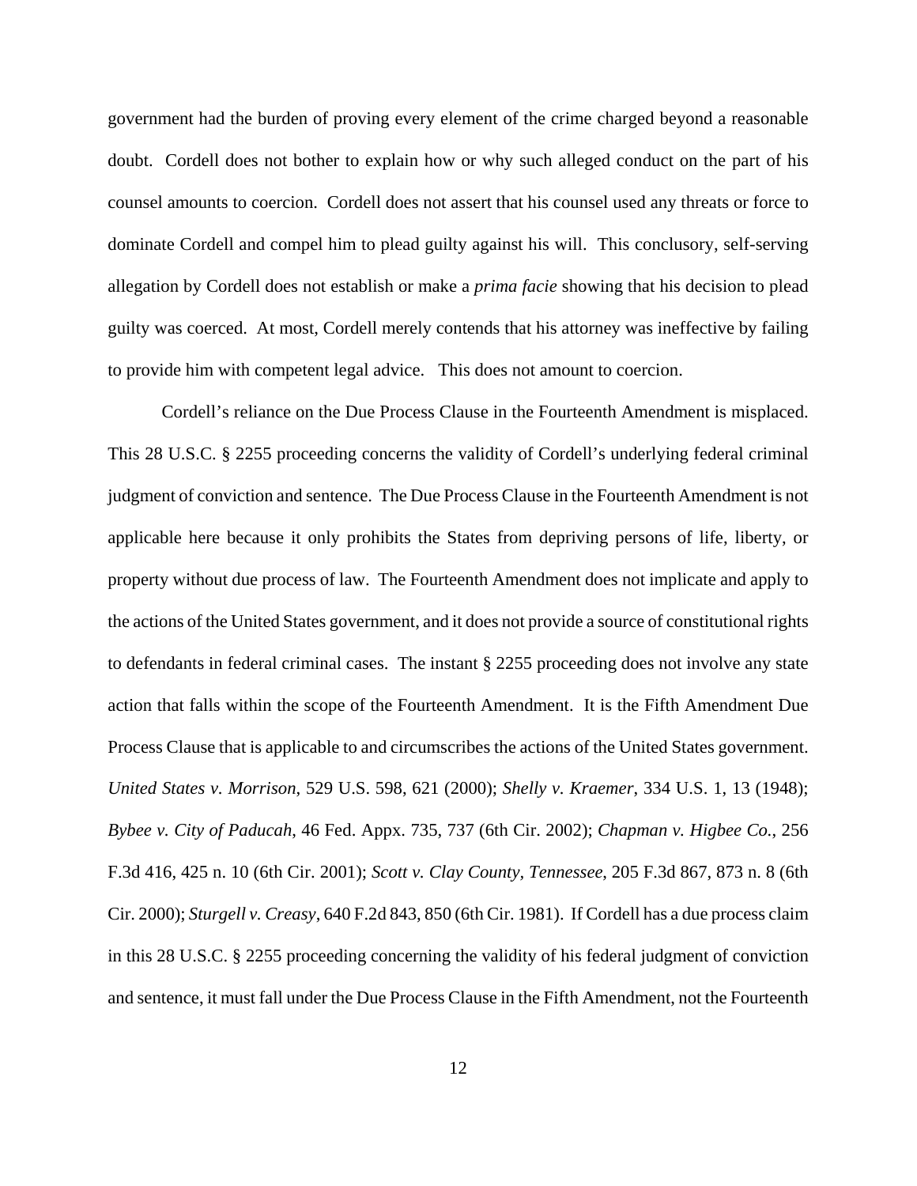government had the burden of proving every element of the crime charged beyond a reasonable doubt. Cordell does not bother to explain how or why such alleged conduct on the part of his counsel amounts to coercion. Cordell does not assert that his counsel used any threats or force to dominate Cordell and compel him to plead guilty against his will. This conclusory, self-serving allegation by Cordell does not establish or make a *prima facie* showing that his decision to plead guilty was coerced. At most, Cordell merely contends that his attorney was ineffective by failing to provide him with competent legal advice. This does not amount to coercion.

Cordell's reliance on the Due Process Clause in the Fourteenth Amendment is misplaced. This 28 U.S.C. § 2255 proceeding concerns the validity of Cordell's underlying federal criminal judgment of conviction and sentence. The Due Process Clause in the Fourteenth Amendment is not applicable here because it only prohibits the States from depriving persons of life, liberty, or property without due process of law. The Fourteenth Amendment does not implicate and apply to the actions of the United States government, and it does not provide a source of constitutional rights to defendants in federal criminal cases. The instant § 2255 proceeding does not involve any state action that falls within the scope of the Fourteenth Amendment. It is the Fifth Amendment Due Process Clause that is applicable to and circumscribes the actions of the United States government. *United States v. Morrison*, 529 U.S. 598, 621 (2000); *Shelly v. Kraemer*, 334 U.S. 1, 13 (1948); *Bybee v. City of Paducah*, 46 Fed. Appx. 735, 737 (6th Cir. 2002); *Chapman v. Higbee Co.*, 256 F.3d 416, 425 n. 10 (6th Cir. 2001); *Scott v. Clay County, Tennessee*, 205 F.3d 867, 873 n. 8 (6th Cir. 2000); *Sturgell v. Creasy*, 640 F.2d 843, 850 (6th Cir. 1981). If Cordell has a due process claim in this 28 U.S.C. § 2255 proceeding concerning the validity of his federal judgment of conviction and sentence, it must fall under the Due Process Clause in the Fifth Amendment, not the Fourteenth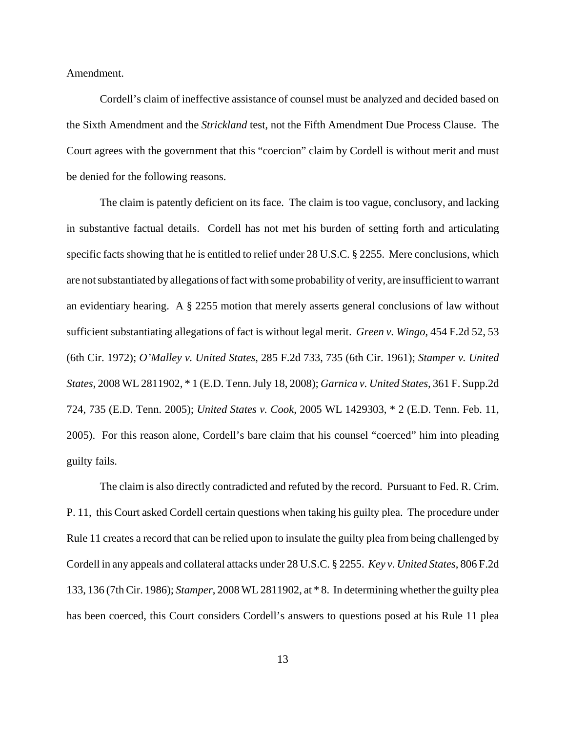Amendment.

Cordell's claim of ineffective assistance of counsel must be analyzed and decided based on the Sixth Amendment and the *Strickland* test, not the Fifth Amendment Due Process Clause. The Court agrees with the government that this "coercion" claim by Cordell is without merit and must be denied for the following reasons.

The claim is patently deficient on its face. The claim is too vague, conclusory, and lacking in substantive factual details. Cordell has not met his burden of setting forth and articulating specific facts showing that he is entitled to relief under 28 U.S.C. § 2255. Mere conclusions, which are not substantiated by allegations of fact with some probability of verity, are insufficient to warrant an evidentiary hearing. A § 2255 motion that merely asserts general conclusions of law without sufficient substantiating allegations of fact is without legal merit. *Green v. Wingo*, 454 F.2d 52, 53 (6th Cir. 1972); *O'Malley v. United States*, 285 F.2d 733, 735 (6th Cir. 1961); *Stamper v. United States*, 2008 WL 2811902, * 1 (E.D. Tenn. July 18, 2008); *Garnica v. United States*, 361 F. Supp.2d 724, 735 (E.D. Tenn. 2005); *United States v. Cook*, 2005 WL 1429303, * 2 (E.D. Tenn. Feb. 11, 2005). For this reason alone, Cordell's bare claim that his counsel "coerced" him into pleading guilty fails.

The claim is also directly contradicted and refuted by the record. Pursuant to Fed. R. Crim. P. 11, this Court asked Cordell certain questions when taking his guilty plea. The procedure under Rule 11 creates a record that can be relied upon to insulate the guilty plea from being challenged by Cordell in any appeals and collateral attacks under 28 U.S.C. § 2255. *Key v. United States*, 806 F.2d 133, 136 (7th Cir. 1986); *Stamper*, 2008 WL 2811902, at * 8. In determining whether the guilty plea has been coerced, this Court considers Cordell's answers to questions posed at his Rule 11 plea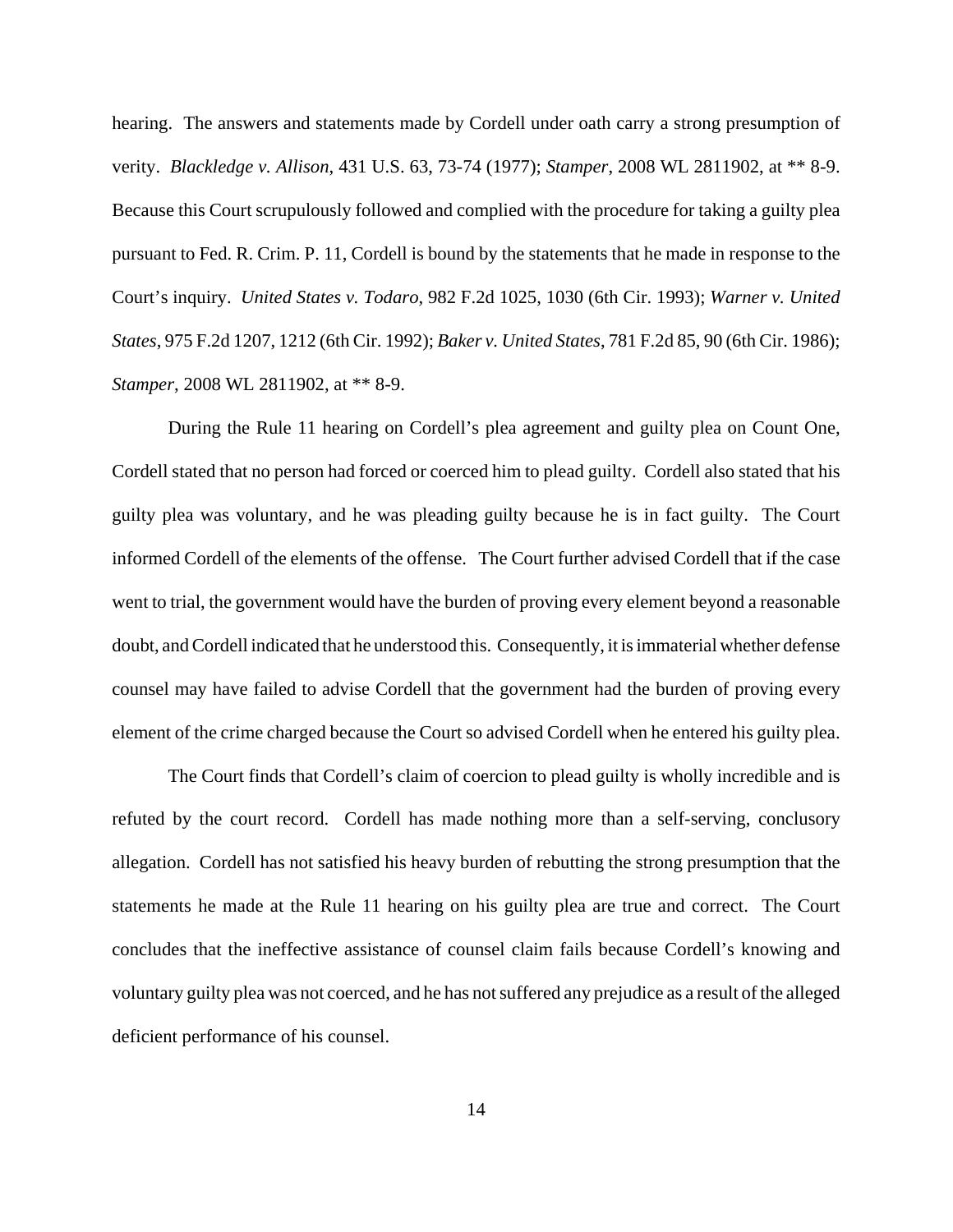hearing. The answers and statements made by Cordell under oath carry a strong presumption of verity. *Blackledge v. Allison*, 431 U.S. 63, 73-74 (1977); *Stamper*, 2008 WL 2811902, at ** 8-9. Because this Court scrupulously followed and complied with the procedure for taking a guilty plea pursuant to Fed. R. Crim. P. 11, Cordell is bound by the statements that he made in response to the Court's inquiry. *United States v. Todaro*, 982 F.2d 1025, 1030 (6th Cir. 1993); *Warner v. United States*, 975 F.2d 1207, 1212 (6th Cir. 1992); *Baker v. United States*, 781 F.2d 85, 90 (6th Cir. 1986); *Stamper*, 2008 WL 2811902, at ** 8-9.

During the Rule 11 hearing on Cordell's plea agreement and guilty plea on Count One, Cordell stated that no person had forced or coerced him to plead guilty. Cordell also stated that his guilty plea was voluntary, and he was pleading guilty because he is in fact guilty. The Court informed Cordell of the elements of the offense. The Court further advised Cordell that if the case went to trial, the government would have the burden of proving every element beyond a reasonable doubt, and Cordell indicated that he understood this. Consequently, it is immaterial whether defense counsel may have failed to advise Cordell that the government had the burden of proving every element of the crime charged because the Court so advised Cordell when he entered his guilty plea.

The Court finds that Cordell's claim of coercion to plead guilty is wholly incredible and is refuted by the court record. Cordell has made nothing more than a self-serving, conclusory allegation. Cordell has not satisfied his heavy burden of rebutting the strong presumption that the statements he made at the Rule 11 hearing on his guilty plea are true and correct. The Court concludes that the ineffective assistance of counsel claim fails because Cordell's knowing and voluntary guilty plea was not coerced, and he has not suffered any prejudice as a result of the alleged deficient performance of his counsel.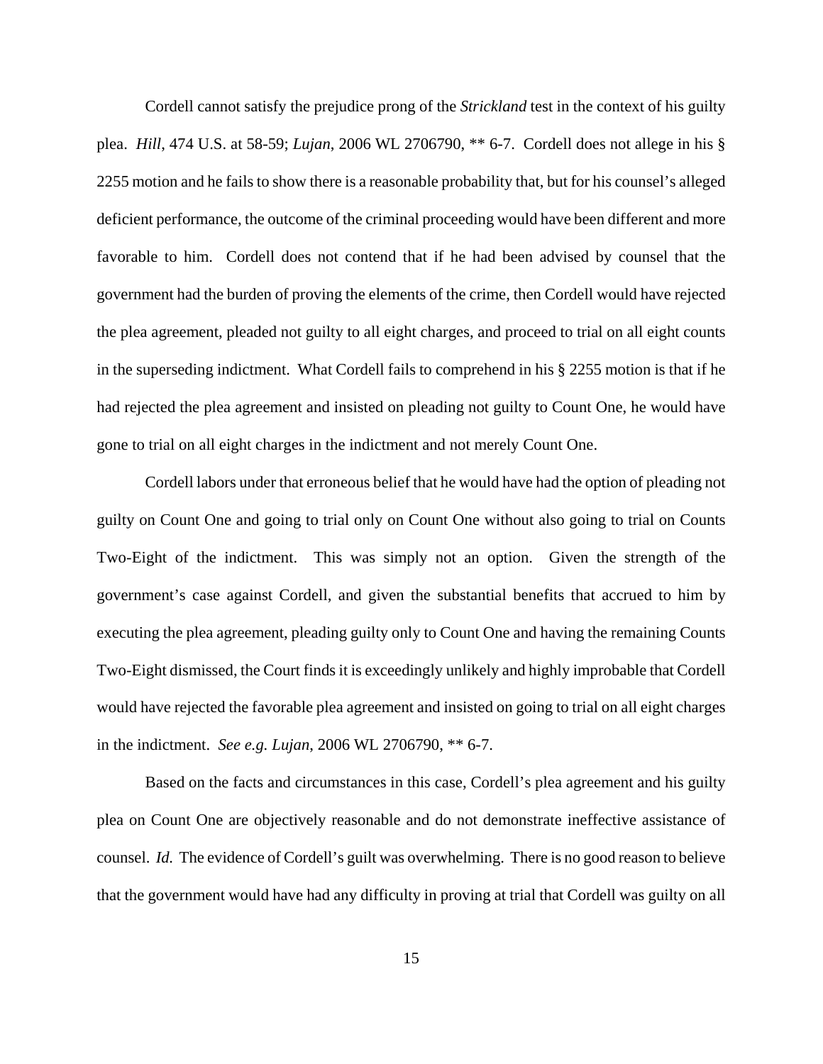Cordell cannot satisfy the prejudice prong of the *Strickland* test in the context of his guilty plea. *Hill*, 474 U.S. at 58-59; *Lujan*, 2006 WL 2706790, ** 6-7. Cordell does not allege in his § 2255 motion and he fails to show there is a reasonable probability that, but for his counsel's alleged deficient performance, the outcome of the criminal proceeding would have been different and more favorable to him. Cordell does not contend that if he had been advised by counsel that the government had the burden of proving the elements of the crime, then Cordell would have rejected the plea agreement, pleaded not guilty to all eight charges, and proceed to trial on all eight counts in the superseding indictment. What Cordell fails to comprehend in his § 2255 motion is that if he had rejected the plea agreement and insisted on pleading not guilty to Count One, he would have gone to trial on all eight charges in the indictment and not merely Count One.

Cordell labors under that erroneous belief that he would have had the option of pleading not guilty on Count One and going to trial only on Count One without also going to trial on Counts Two-Eight of the indictment. This was simply not an option. Given the strength of the government's case against Cordell, and given the substantial benefits that accrued to him by executing the plea agreement, pleading guilty only to Count One and having the remaining Counts Two-Eight dismissed, the Court finds it is exceedingly unlikely and highly improbable that Cordell would have rejected the favorable plea agreement and insisted on going to trial on all eight charges in the indictment. *See e.g. Lujan*, 2006 WL 2706790, ** 6-7.

Based on the facts and circumstances in this case, Cordell's plea agreement and his guilty plea on Count One are objectively reasonable and do not demonstrate ineffective assistance of counsel. *Id.* The evidence of Cordell's guilt was overwhelming. There is no good reason to believe that the government would have had any difficulty in proving at trial that Cordell was guilty on all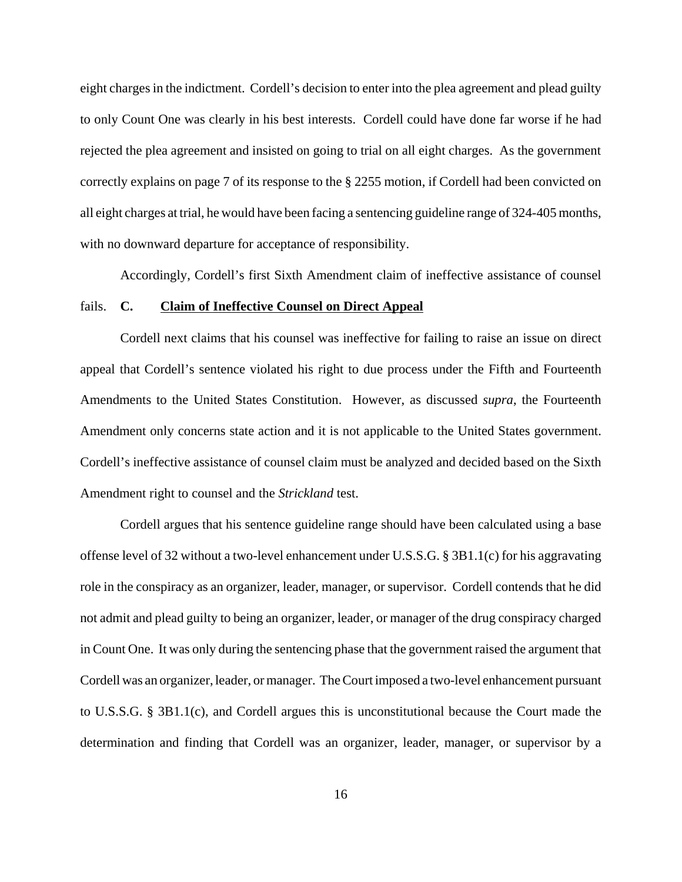eight charges in the indictment. Cordell's decision to enter into the plea agreement and plead guilty to only Count One was clearly in his best interests. Cordell could have done far worse if he had rejected the plea agreement and insisted on going to trial on all eight charges. As the government correctly explains on page 7 of its response to the § 2255 motion, if Cordell had been convicted on all eight charges at trial, he would have been facing a sentencing guideline range of 324-405 months, with no downward departure for acceptance of responsibility.

Accordingly, Cordell's first Sixth Amendment claim of ineffective assistance of counsel fails.

### **C. Claim of Ineffective Counsel on Direct Appeal**

Cordell next claims that his counsel was ineffective for failing to raise an issue on direct appeal that Cordell's sentence violated his right to due process under the Fifth and Fourteenth Amendments to the United States Constitution. However, as discussed *supra*, the Fourteenth Amendment only concerns state action and it is not applicable to the United States government. Cordell's ineffective assistance of counsel claim must be analyzed and decided based on the Sixth Amendment right to counsel and the *Strickland* test.

Cordell argues that his sentence guideline range should have been calculated using a base offense level of 32 without a two-level enhancement under U.S.S.G. § 3B1.1(c) for his aggravating role in the conspiracy as an organizer, leader, manager, or supervisor. Cordell contends that he did not admit and plead guilty to being an organizer, leader, or manager of the drug conspiracy charged in Count One. It was only during the sentencing phase that the government raised the argument that Cordell was an organizer, leader, or manager. The Court imposed a two-level enhancement pursuant to U.S.S.G. § 3B1.1(c), and Cordell argues this is unconstitutional because the Court made the determination and finding that Cordell was an organizer, leader, manager, or supervisor by a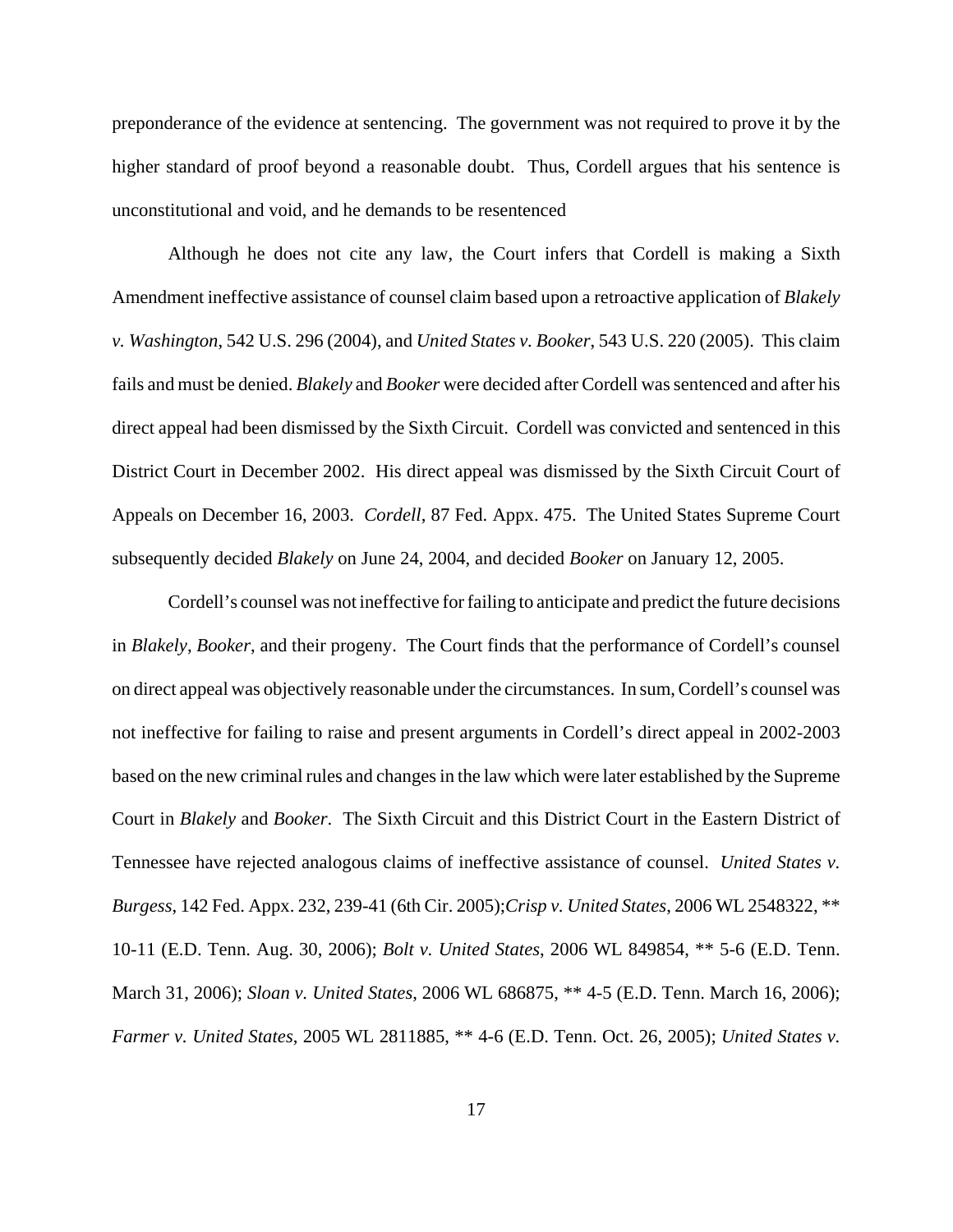preponderance of the evidence at sentencing. The government was not required to prove it by the higher standard of proof beyond a reasonable doubt. Thus, Cordell argues that his sentence is unconstitutional and void, and he demands to be resentenced

Although he does not cite any law, the Court infers that Cordell is making a Sixth Amendment ineffective assistance of counsel claim based upon a retroactive application of *Blakely v. Washington*, 542 U.S. 296 (2004), and *United States v. Booker*, 543 U.S. 220 (2005). This claim fails and must be denied. *Blakely* and *Booker* were decided after Cordell was sentenced and after his direct appeal had been dismissed by the Sixth Circuit. Cordell was convicted and sentenced in this District Court in December 2002. His direct appeal was dismissed by the Sixth Circuit Court of Appeals on December 16, 2003. *Cordell*, 87 Fed. Appx. 475. The United States Supreme Court subsequently decided *Blakely* on June 24, 2004, and decided *Booker* on January 12, 2005.

Cordell's counsel was not ineffective for failing to anticipate and predict the future decisions in *Blakely*, *Booker*, and their progeny. The Court finds that the performance of Cordell's counsel on direct appeal was objectively reasonable under the circumstances. In sum, Cordell's counsel was not ineffective for failing to raise and present arguments in Cordell's direct appeal in 2002-2003 based on the new criminal rules and changes in the law which were later established by the Supreme Court in *Blakely* and *Booker*. The Sixth Circuit and this District Court in the Eastern District of Tennessee have rejected analogous claims of ineffective assistance of counsel. *United States v. Burgess*, 142 Fed. Appx. 232, 239-41 (6th Cir. 2005);*Crisp v. United States*, 2006 WL 2548322, ** 10-11 (E.D. Tenn. Aug. 30, 2006); *Bolt v. United States*, 2006 WL 849854, ** 5-6 (E.D. Tenn. March 31, 2006); *Sloan v. United States*, 2006 WL 686875, ** 4-5 (E.D. Tenn. March 16, 2006); *Farmer v. United States*, 2005 WL 2811885, ** 4-6 (E.D. Tenn. Oct. 26, 2005); *United States v.*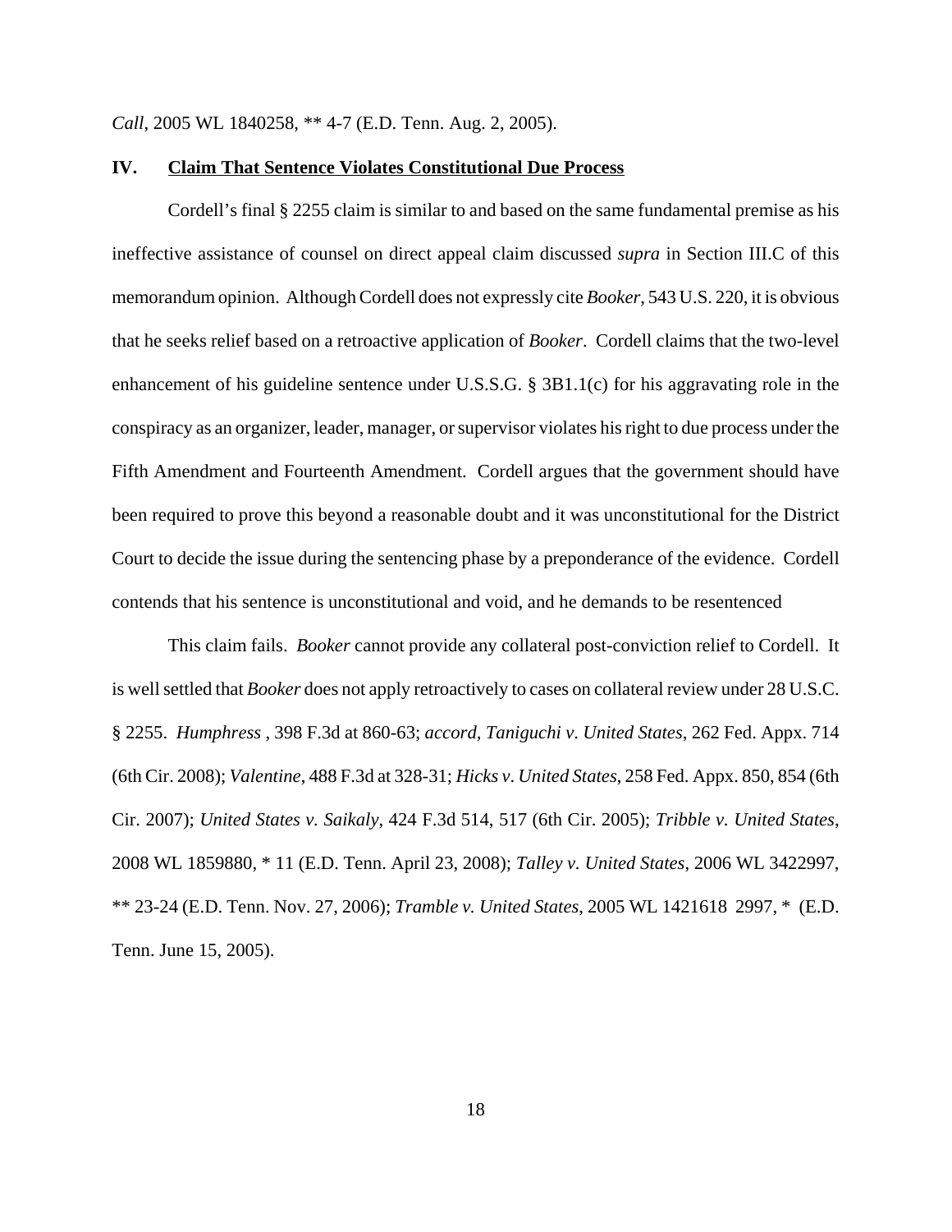*Call*, 2005 WL 1840258, ** 4-7 (E.D. Tenn. Aug. 2, 2005).

## IV. **Claim That Sentence Violates Constitutional Due Process**

Cordell's final § 2255 claim is similar to and based on the same fundamental premise as his ineffective assistance of counsel on direct appeal claim discussed *supra* in Section III.C of this memorandum opinion. Although Cordell does not expressly cite *Booker*, 543 U.S. 220, it is obvious that he seeks relief based on a retroactive application of *Booker*. Cordell claims that the two-level enhancement of his guideline sentence under U.S.S.G. § 3B1.1(c) for his aggravating role in the conspiracy as an organizer, leader, manager, or supervisor violates his right to due process under the Fifth Amendment and Fourteenth Amendment. Cordell argues that the government should have been required to prove this beyond a reasonable doubt and it was unconstitutional for the District Court to decide the issue during the sentencing phase by a preponderance of the evidence. Cordell contends that his sentence is unconstitutional and void, and he demands to be resentenced

This claim fails. *Booker* cannot provide any collateral post-conviction relief to Cordell. It is well settled that *Booker* does not apply retroactively to cases on collateral review under 28 U.S.C. § 2255. *Humphress* , 398 F.3d at 860-63; *accord*, *Taniguchi v. United States*, 262 Fed. Appx. 714 (6th Cir. 2008); *Valentine*, 488 F.3d at 328-31; *Hicks v. United States*, 258 Fed. Appx. 850, 854 (6th Cir. 2007); *United States v. Saikaly*, 424 F.3d 514, 517 (6th Cir. 2005); *Tribble v. United States*, 2008 WL 1859880, * 11 (E.D. Tenn. April 23, 2008); *Talley v. United States*, 2006 WL 3422997, ** 23-24 (E.D. Tenn. Nov. 27, 2006); *Tramble v. United States*, 2005 WL 1421618 2997, * (E.D. Tenn. June 15, 2005).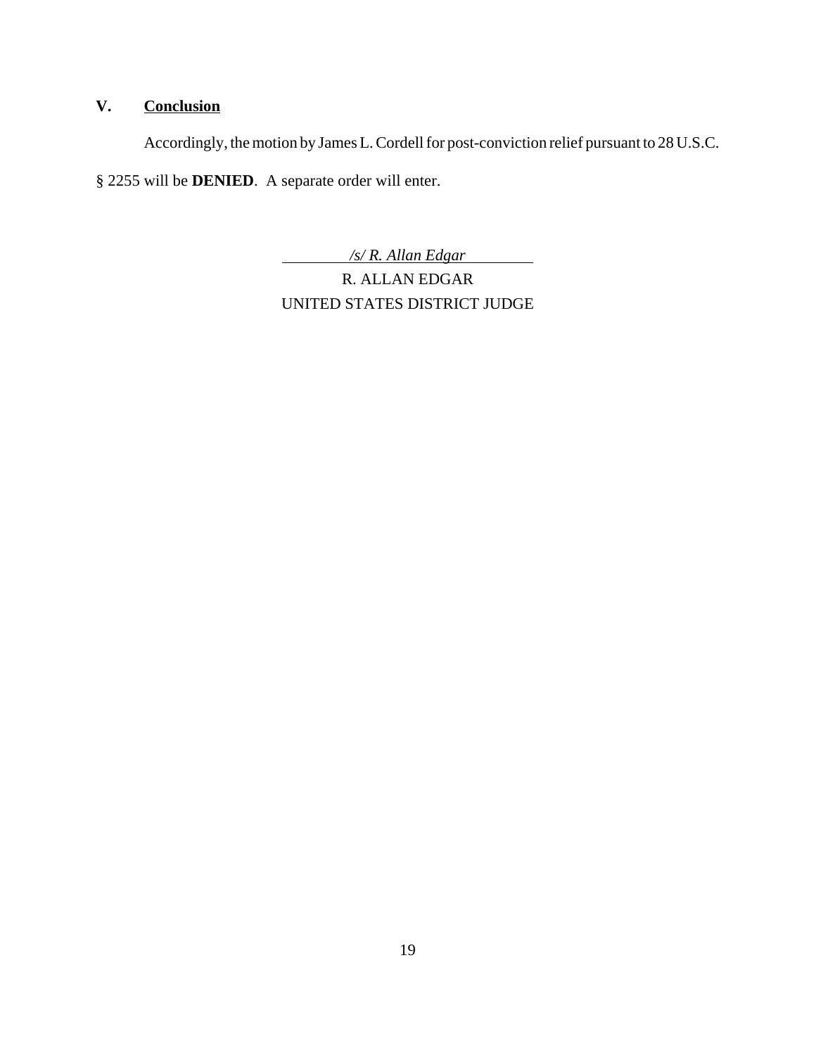## V. Conclusion

Accordingly, the motion by James L. Cordell for post-conviction relief pursuant to 28 U.S.C. § 2255 will be **DENIED**. A separate order will enter.

*/s/ R. Allan Edgar*
R. ALLAN EDGAR
UNITED STATES DISTRICT JUDGE